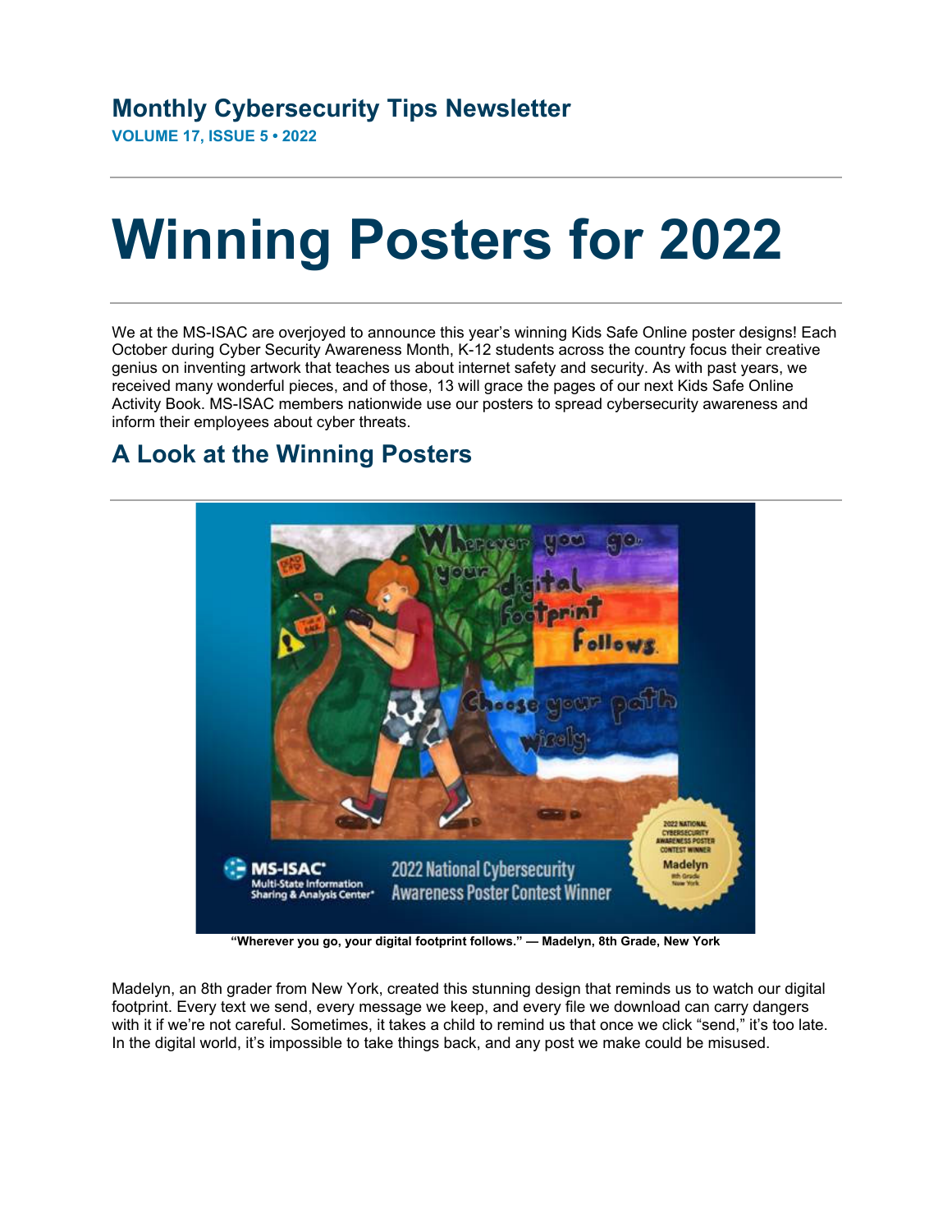## Monthly Cybersecurity Tips Newsletter

**VOLUME 17, ISSUE 5 • 2022**

# Winning Posters for 2022

We at the MS-ISAC are overjoyed to announce this year's winning Kids Safe Online poster designs! Each October during Cyber Security Awareness Month, K-12 students across the country focus their creative genius on inventing artwork that teaches us about internet safety and security. As with past years, we received many wonderful pieces, and of those, 13 will grace the pages of our next Kids Safe Online Activity Book. MS-ISAC members nationwide use our posters to spread cybersecurity awareness and inform their employees about cyber threats.

## A Look at the Winning Posters

**"Wherever you go, your digital footprint follows." — Madelyn, 8th Grade, New York**

Madelyn, an 8th grader from New York, created this stunning design that reminds us to watch our digital footprint. Every text we send, every message we keep, and every file we download can carry dangers with it if we're not careful. Sometimes, it takes a child to remind us that once we click "send," it's too late. In the digital world, it's impossible to take things back, and any post we make could be misused.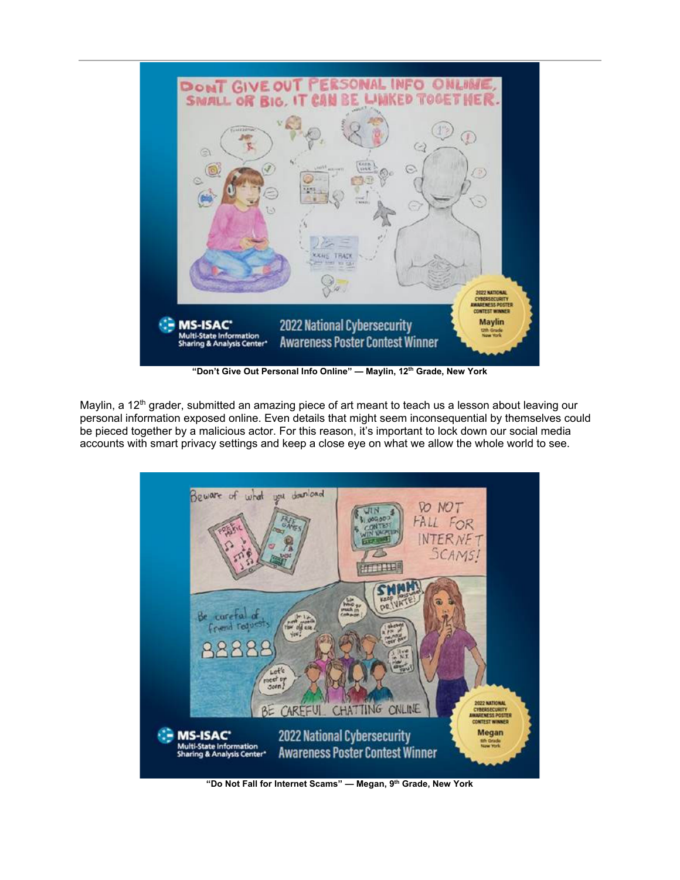"Don't Give Out Personal Info Online" — Maylin, 12th Grade, New York

Maylin, a 12th grader, submitted an amazing piece of art meant to teach us a lesson about leaving our personal information exposed online. Even details that might seem inconsequential by themselves could be pieced together by a malicious actor. For this reason, it's important to lock down our social media accounts with smart privacy settings and keep a close eye on what we allow the whole world to see.

"Do Not Fall for Internet Scams" — Megan, 9th Grade, New York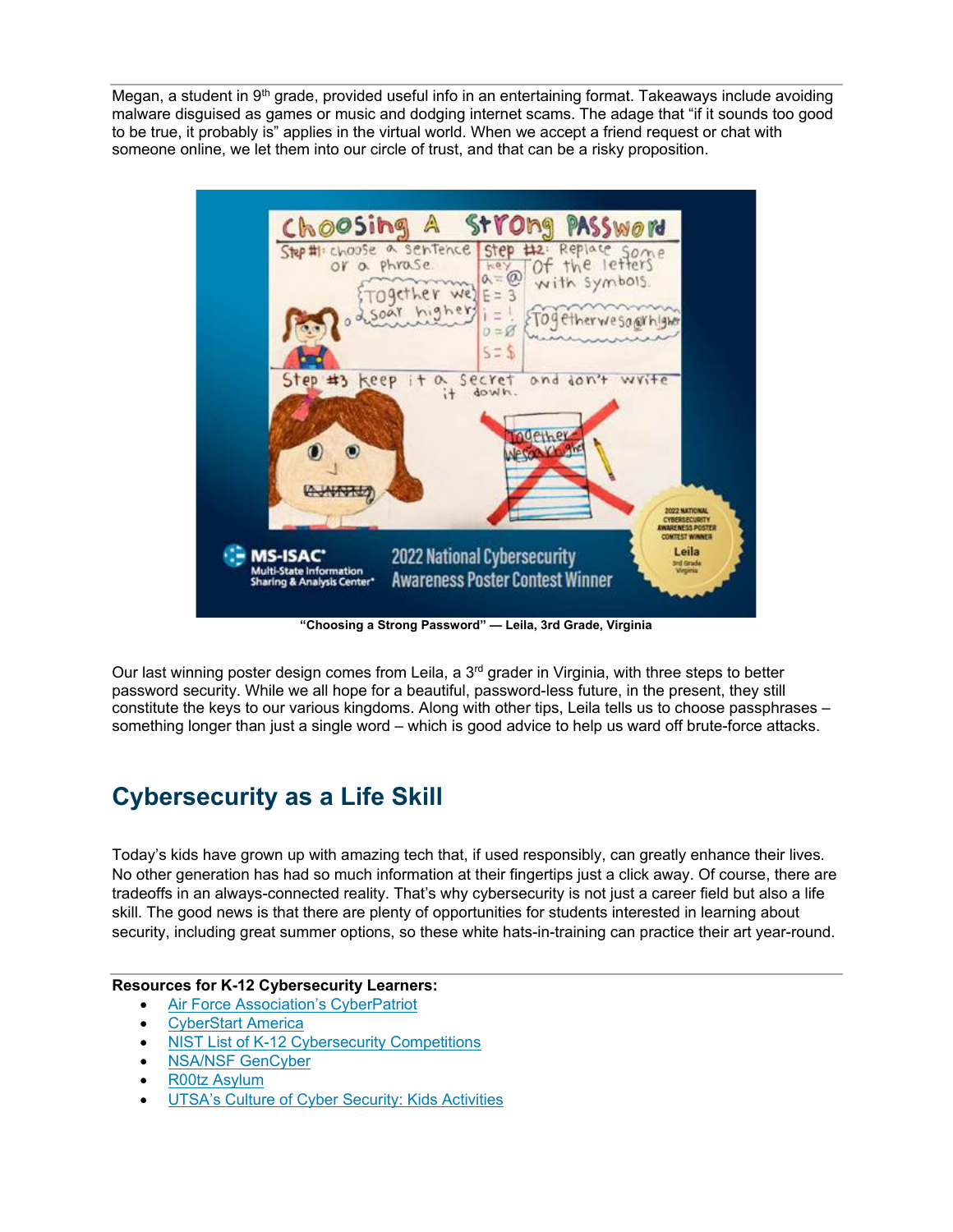Megan, a student in 9th grade, provided useful info in an entertaining format. Takeaways include avoiding malware disguised as games or music and dodging internet scams. The adage that "if it sounds too good to be true, it probably is" applies in the virtual world. When we accept a friend request or chat with someone online, we let them into our circle of trust, and that can be a risky proposition.

**"Choosing a Strong Password" — Leila, 3rd Grade, Virginia**

Our last winning poster design comes from Leila, a 3rd grader in Virginia, with three steps to better password security. While we all hope for a beautiful, password-less future, in the present, they still constitute the keys to our various kingdoms. Along with other tips, Leila tells us to choose passphrases – something longer than just a single word – which is good advice to help us ward off brute-force attacks.

## Cybersecurity as a Life Skill

Today's kids have grown up with amazing tech that, if used responsibly, can greatly enhance their lives. No other generation has had so much information at their fingertips just a click away. Of course, there are tradeoffs in an always-connected reality. That's why cybersecurity is not just a career field but also a life skill. The good news is that there are plenty of opportunities for students interested in learning about security, including great summer options, so these white hats-in-training can practice their art year-round.

**Resources for K-12 Cybersecurity Learners:**

- Air Force Association's CyberPatriot
- CyberStart America
- NIST List of K-12 Cybersecurity Competitions
- NSA/NSF GenCyber
- R00tz Asylum
- UTSA's Culture of Cyber Security: Kids Activities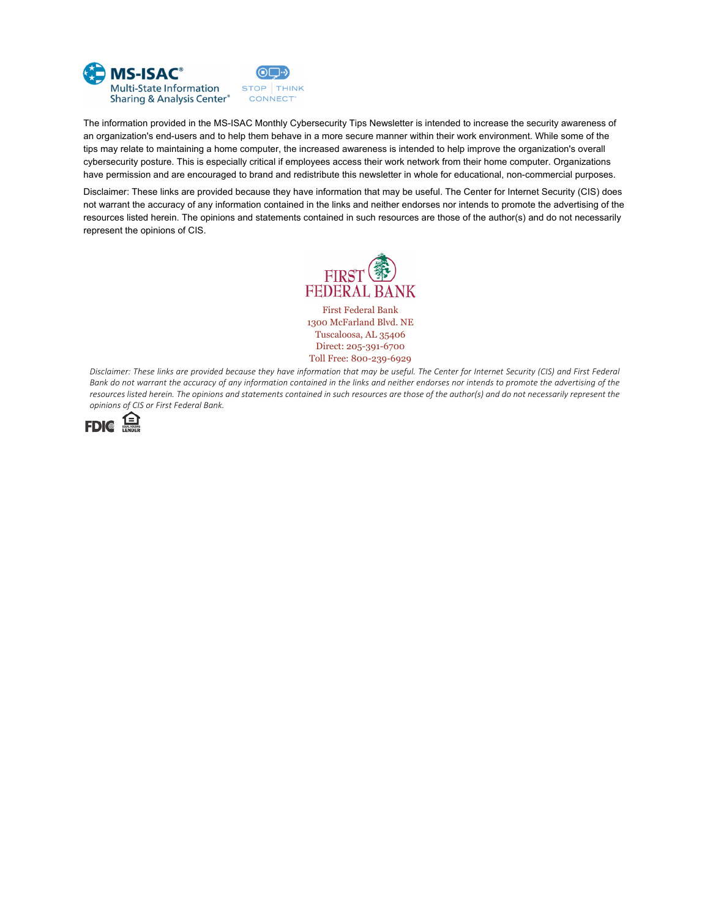The information provided in the MS-ISAC Monthly Cybersecurity Tips Newsletter is intended to increase the security awareness of an organization's end-users and to help them behave in a more secure manner within their work environment. While some of the tips may relate to maintaining a home computer, the increased awareness is intended to help improve the organization's overall cybersecurity posture. This is especially critical if employees access their work network from their home computer. Organizations have permission and are encouraged to brand and redistribute this newsletter in whole for educational, non-commercial purposes.

Disclaimer: These links are provided because they have information that may be useful. The Center for Internet Security (CIS) does not warrant the accuracy of any information contained in the links and neither endorses nor intends to promote the advertising of the resources listed herein. The opinions and statements contained in such resources are those of the author(s) and do not necessarily represent the opinions of CIS.

First Federal Bank
1300 McFarland Blvd. NE
Tuscaloosa, AL 35406
Direct: 205-391-6700
Toll Free: 800-239-6929

*Disclaimer: These links are provided because they have information that may be useful. The Center for Internet Security (CIS) and First Federal Bank do not warrant the accuracy of any information contained in the links and neither endorses nor intends to promote the advertising of the resources listed herein. The opinions and statements contained in such resources are those of the author(s) and do not necessarily represent the opinions of CIS or First Federal Bank.*